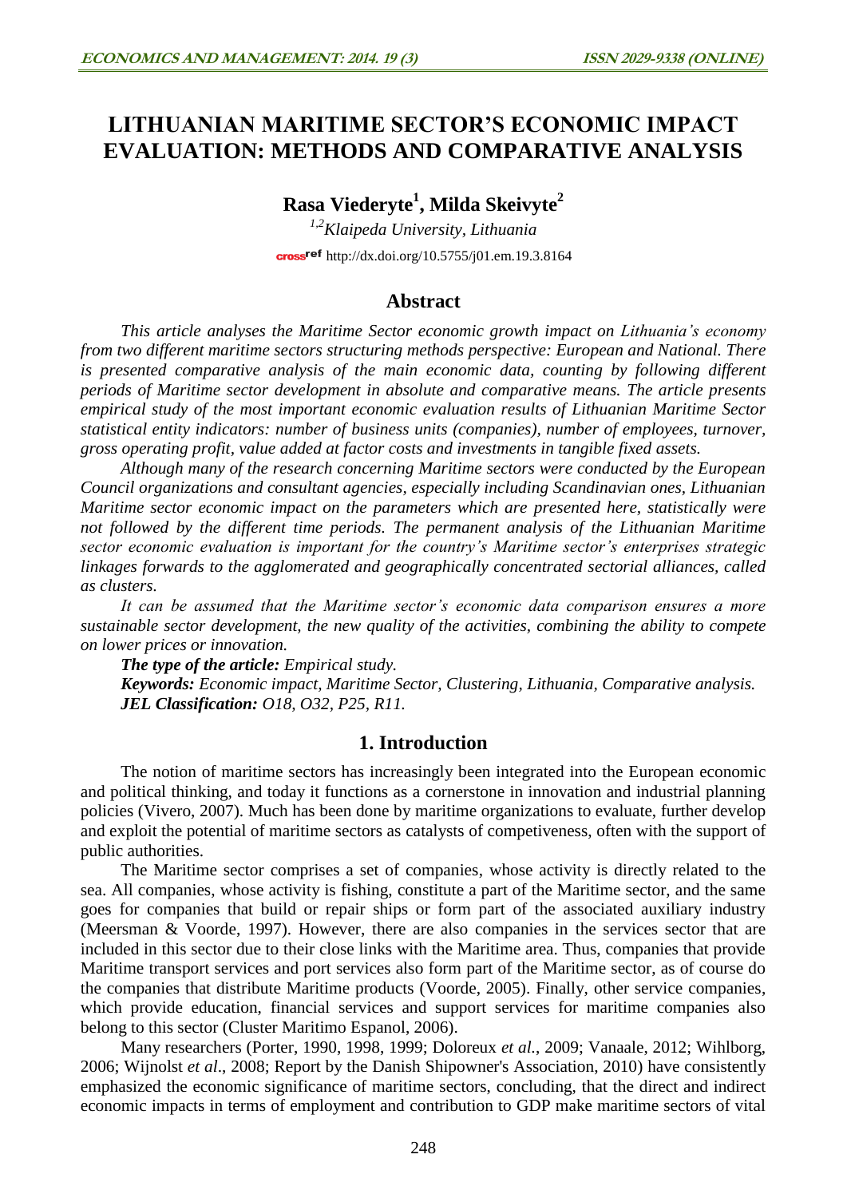# LITHUANIAN MARITIME SECTOR'S ECONOMIC IMPACT EVALUATION: METHODS AND COMPARATIVE ANALYSIS

**Rasa Viederyte[1], Milda Skeivyte[2]**

*[1,2]Klaipeda University, Lithuania*

crossref http://dx.doi.org/10.5755/j01.em.19.3.8164

## Abstract

*This article analyses the Maritime Sector economic growth impact on Lithuania's economy from two different maritime sectors structuring methods perspective: European and National. There is presented comparative analysis of the main economic data, counting by following different periods of Maritime sector development in absolute and comparative means. The article presents empirical study of the most important economic evaluation results of Lithuanian Maritime Sector statistical entity indicators: number of business units (companies), number of employees, turnover, gross operating profit, value added at factor costs and investments in tangible fixed assets.*

*Although many of the research concerning Maritime sectors were conducted by the European Council organizations and consultant agencies, especially including Scandinavian ones, Lithuanian Maritime sector economic impact on the parameters which are presented here, statistically were not followed by the different time periods. The permanent analysis of the Lithuanian Maritime sector economic evaluation is important for the country's Maritime sector's enterprises strategic linkages forwards to the agglomerated and geographically concentrated sectorial alliances, called as clusters.*

*It can be assumed that the Maritime sector's economic data comparison ensures a more sustainable sector development, the new quality of the activities, combining the ability to compete on lower prices or innovation.*

***The type of the article:** Empirical study.*

***Keywords:** Economic impact, Maritime Sector, Clustering, Lithuania, Comparative analysis.*

***JEL Classification:** O18, O32, P25, R11.*

## 1. Introduction

The notion of maritime sectors has increasingly been integrated into the European economic and political thinking, and today it functions as a cornerstone in innovation and industrial planning policies (Vivero, 2007). Much has been done by maritime organizations to evaluate, further develop and exploit the potential of maritime sectors as catalysts of competiveness, often with the support of public authorities.

The Maritime sector comprises a set of companies, whose activity is directly related to the sea. All companies, whose activity is fishing, constitute a part of the Maritime sector, and the same goes for companies that build or repair ships or form part of the associated auxiliary industry (Meersman & Voorde, 1997). However, there are also companies in the services sector that are included in this sector due to their close links with the Maritime area. Thus, companies that provide Maritime transport services and port services also form part of the Maritime sector, as of course do the companies that distribute Maritime products (Voorde, 2005). Finally, other service companies, which provide education, financial services and support services for maritime companies also belong to this sector (Cluster Maritimo Espanol, 2006).

Many researchers (Porter, 1990, 1998, 1999; Doloreux *et al*., 2009; Vanaale, 2012; Wihlborg, 2006; Wijnolst *et al*., 2008; Report by the Danish Shipowner's Association, 2010) have consistently emphasized the economic significance of maritime sectors, concluding, that the direct and indirect economic impacts in terms of employment and contribution to GDP make maritime sectors of vital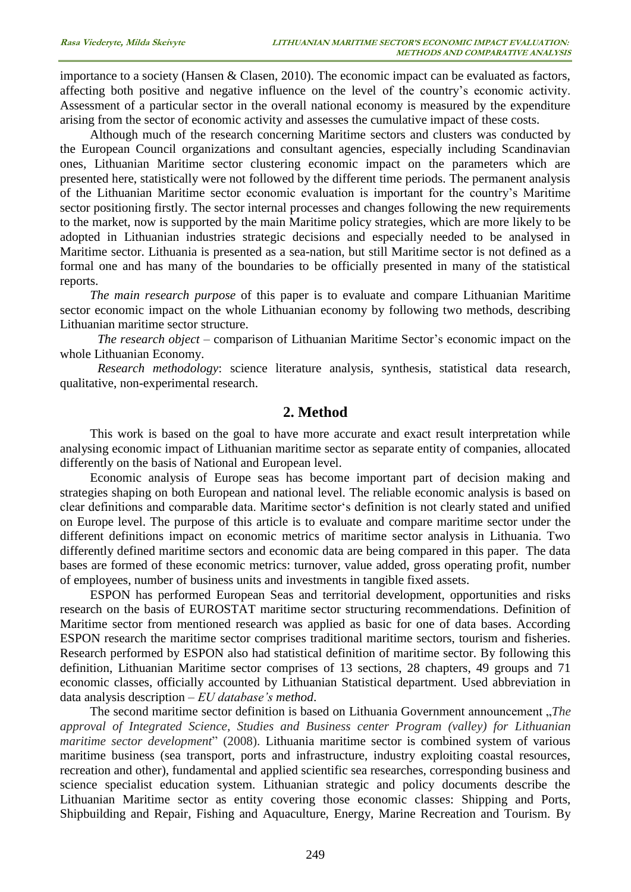importance to a society (Hansen & Clasen, 2010). The economic impact can be evaluated as factors, affecting both positive and negative influence on the level of the country's economic activity. Assessment of a particular sector in the overall national economy is measured by the expenditure arising from the sector of economic activity and assesses the cumulative impact of these costs.

Although much of the research concerning Maritime sectors and clusters was conducted by the European Council organizations and consultant agencies, especially including Scandinavian ones, Lithuanian Maritime sector clustering economic impact on the parameters which are presented here, statistically were not followed by the different time periods. The permanent analysis of the Lithuanian Maritime sector economic evaluation is important for the country's Maritime sector positioning firstly. The sector internal processes and changes following the new requirements to the market, now is supported by the main Maritime policy strategies, which are more likely to be adopted in Lithuanian industries strategic decisions and especially needed to be analysed in Maritime sector. Lithuania is presented as a sea-nation, but still Maritime sector is not defined as a formal one and has many of the boundaries to be officially presented in many of the statistical reports.

*The main research purpose* of this paper is to evaluate and compare Lithuanian Maritime sector economic impact on the whole Lithuanian economy by following two methods, describing Lithuanian maritime sector structure.

*The research object* – comparison of Lithuanian Maritime Sector's economic impact on the whole Lithuanian Economy.

*Research methodology*: science literature analysis, synthesis, statistical data research, qualitative, non-experimental research.

## 2. Method

This work is based on the goal to have more accurate and exact result interpretation while analysing economic impact of Lithuanian maritime sector as separate entity of companies, allocated differently on the basis of National and European level.

Economic analysis of Europe seas has become important part of decision making and strategies shaping on both European and national level. The reliable economic analysis is based on clear definitions and comparable data. Maritime sector's definition is not clearly stated and unified on Europe level. The purpose of this article is to evaluate and compare maritime sector under the different definitions impact on economic metrics of maritime sector analysis in Lithuania. Two differently defined maritime sectors and economic data are being compared in this paper. The data bases are formed of these economic metrics: turnover, value added, gross operating profit, number of employees, number of business units and investments in tangible fixed assets.

ESPON has performed European Seas and territorial development, opportunities and risks research on the basis of EUROSTAT maritime sector structuring recommendations. Definition of Maritime sector from mentioned research was applied as basic for one of data bases. According ESPON research the maritime sector comprises traditional maritime sectors, tourism and fisheries. Research performed by ESPON also had statistical definition of maritime sector. By following this definition, Lithuanian Maritime sector comprises of 13 sections, 28 chapters, 49 groups and 71 economic classes, officially accounted by Lithuanian Statistical department. Used abbreviation in data analysis description – *EU database's method*.

The second maritime sector definition is based on Lithuania Government announcement „*The approval of Integrated Science, Studies and Business center Program (valley) for Lithuanian maritime sector development*" (2008). Lithuania maritime sector is combined system of various maritime business (sea transport, ports and infrastructure, industry exploiting coastal resources, recreation and other), fundamental and applied scientific sea researches, corresponding business and science specialist education system. Lithuanian strategic and policy documents describe the Lithuanian Maritime sector as entity covering those economic classes: Shipping and Ports, Shipbuilding and Repair, Fishing and Aquaculture, Energy, Marine Recreation and Tourism. By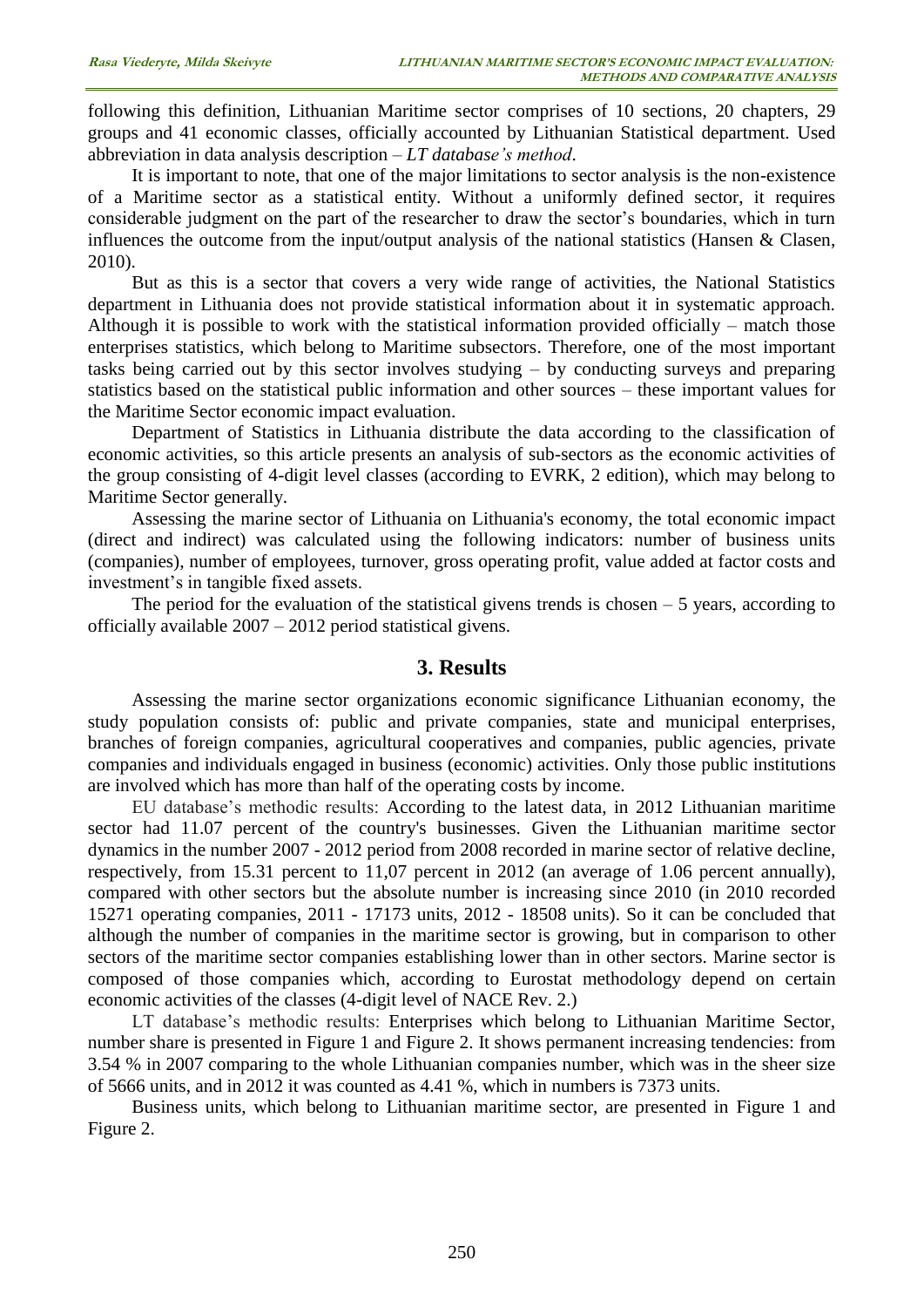following this definition, Lithuanian Maritime sector comprises of 10 sections, 20 chapters, 29 groups and 41 economic classes, officially accounted by Lithuanian Statistical department. Used abbreviation in data analysis description – *LT database's method*.

It is important to note, that one of the major limitations to sector analysis is the non-existence of a Maritime sector as a statistical entity. Without a uniformly defined sector, it requires considerable judgment on the part of the researcher to draw the sector's boundaries, which in turn influences the outcome from the input/output analysis of the national statistics (Hansen & Clasen, 2010).

But as this is a sector that covers a very wide range of activities, the National Statistics department in Lithuania does not provide statistical information about it in systematic approach. Although it is possible to work with the statistical information provided officially – match those enterprises statistics, which belong to Maritime subsectors. Therefore, one of the most important tasks being carried out by this sector involves studying – by conducting surveys and preparing statistics based on the statistical public information and other sources – these important values for the Maritime Sector economic impact evaluation.

Department of Statistics in Lithuania distribute the data according to the classification of economic activities, so this article presents an analysis of sub-sectors as the economic activities of the group consisting of 4-digit level classes (according to EVRK, 2 edition), which may belong to Maritime Sector generally.

Assessing the marine sector of Lithuania on Lithuania's economy, the total economic impact (direct and indirect) was calculated using the following indicators: number of business units (companies), number of employees, turnover, gross operating profit, value added at factor costs and investment's in tangible fixed assets.

The period for the evaluation of the statistical givens trends is chosen – 5 years, according to officially available 2007 – 2012 period statistical givens.

## 3. Results

Assessing the marine sector organizations economic significance Lithuanian economy, the study population consists of: public and private companies, state and municipal enterprises, branches of foreign companies, agricultural cooperatives and companies, public agencies, private companies and individuals engaged in business (economic) activities. Only those public institutions are involved which has more than half of the operating costs by income.

EU database's methodic results: According to the latest data, in 2012 Lithuanian maritime sector had 11.07 percent of the country's businesses. Given the Lithuanian maritime sector dynamics in the number 2007 - 2012 period from 2008 recorded in marine sector of relative decline, respectively, from 15.31 percent to 11,07 percent in 2012 (an average of 1.06 percent annually), compared with other sectors but the absolute number is increasing since 2010 (in 2010 recorded 15271 operating companies, 2011 - 17173 units, 2012 - 18508 units). So it can be concluded that although the number of companies in the maritime sector is growing, but in comparison to other sectors of the maritime sector companies establishing lower than in other sectors. Marine sector is composed of those companies which, according to Eurostat methodology depend on certain economic activities of the classes (4-digit level of NACE Rev. 2.)

LT database's methodic results: Enterprises which belong to Lithuanian Maritime Sector, number share is presented in Figure 1 and Figure 2. It shows permanent increasing tendencies: from 3.54 % in 2007 comparing to the whole Lithuanian companies number, which was in the sheer size of 5666 units, and in 2012 it was counted as 4.41 %, which in numbers is 7373 units.

Business units, which belong to Lithuanian maritime sector, are presented in Figure 1 and Figure 2.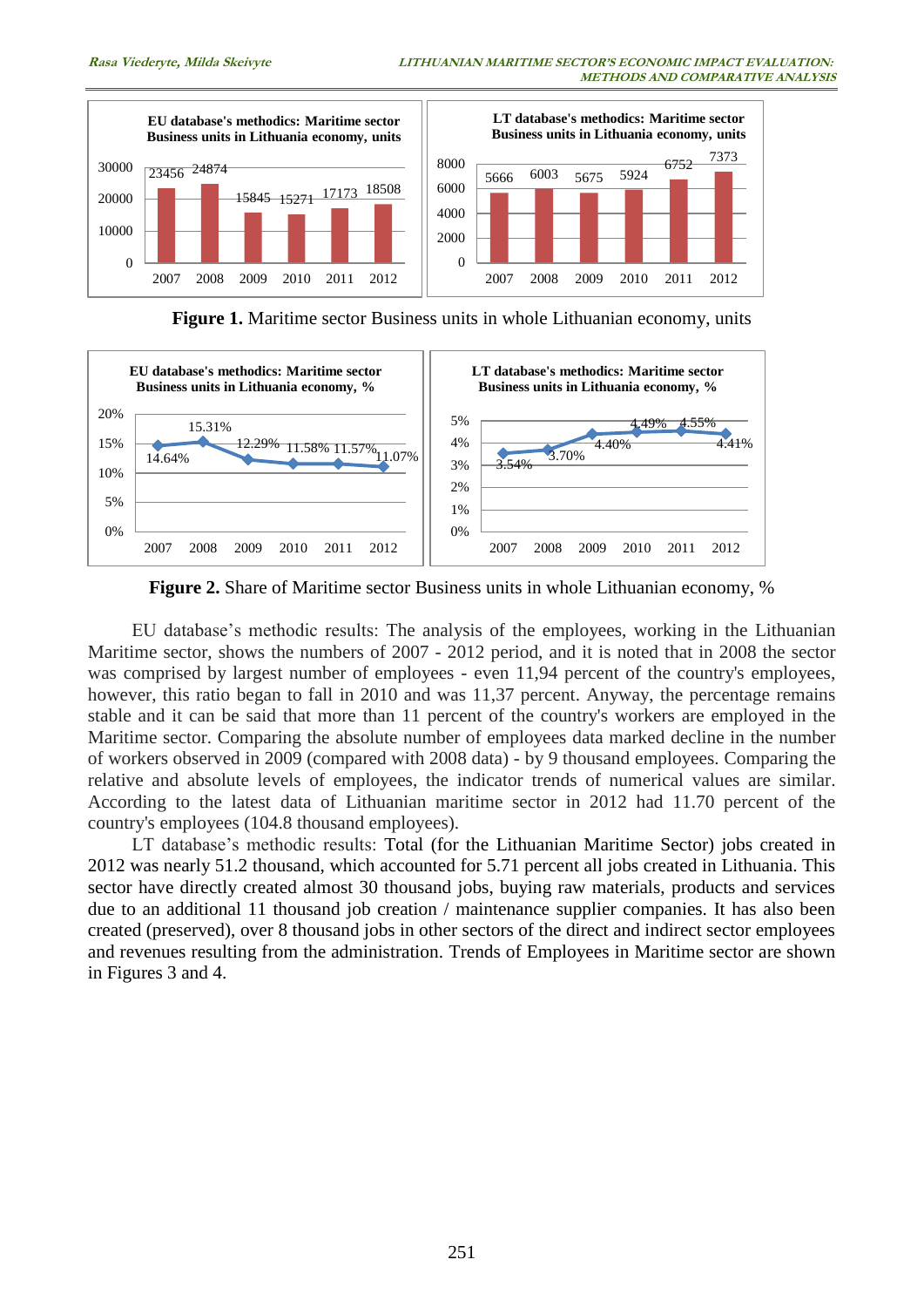EU database's methodics: Maritime sector Business units in Lithuania economy, units

30000
20000
10000
0

23456 24874 15845 15271 17173 18508

2007 2008 2009 2010 2011 2012

LT database's methodics: Maritime sector Business units in Lithuania economy, units

8000
6000
4000
2000
0

5666 6003 5675 5924 6752 7373

2007 2008 2009 2010 2011 2012

**Figure 1.** Maritime sector Business units in whole Lithuanian economy, units

EU database's methodics: Maritime sector Business units in Lithuania economy, %

20%
15%
10%
5%
0%

14.64% 15.31% 12.29% 11.58% 11.57% 11.07%

2007 2008 2009 2010 2011 2012

LT database's methodics: Maritime sector Business units in Lithuania economy, %

5%
4%
3%
2%
1%
0%

3.54% 3.70% 4.40% 4.49% 4.55% 4.41%

2007 2008 2009 2010 2011 2012

**Figure 2.** Share of Maritime sector Business units in whole Lithuanian economy, %

EU database's methodic results: The analysis of the employees, working in the Lithuanian Maritime sector, shows the numbers of 2007 - 2012 period, and it is noted that in 2008 the sector was comprised by largest number of employees - even 11,94 percent of the country's employees, however, this ratio began to fall in 2010 and was 11,37 percent. Anyway, the percentage remains stable and it can be said that more than 11 percent of the country's workers are employed in the Maritime sector. Comparing the absolute number of employees data marked decline in the number of workers observed in 2009 (compared with 2008 data) - by 9 thousand employees. Comparing the relative and absolute levels of employees, the indicator trends of numerical values are similar. According to the latest data of Lithuanian maritime sector in 2012 had 11.70 percent of the country's employees (104.8 thousand employees).

LT database's methodic results: Total (for the Lithuanian Maritime Sector) jobs created in 2012 was nearly 51.2 thousand, which accounted for 5.71 percent all jobs created in Lithuania. This sector have directly created almost 30 thousand jobs, buying raw materials, products and services due to an additional 11 thousand job creation / maintenance supplier companies. It has also been created (preserved), over 8 thousand jobs in other sectors of the direct and indirect sector employees and revenues resulting from the administration. Trends of Employees in Maritime sector are shown in Figures 3 and 4.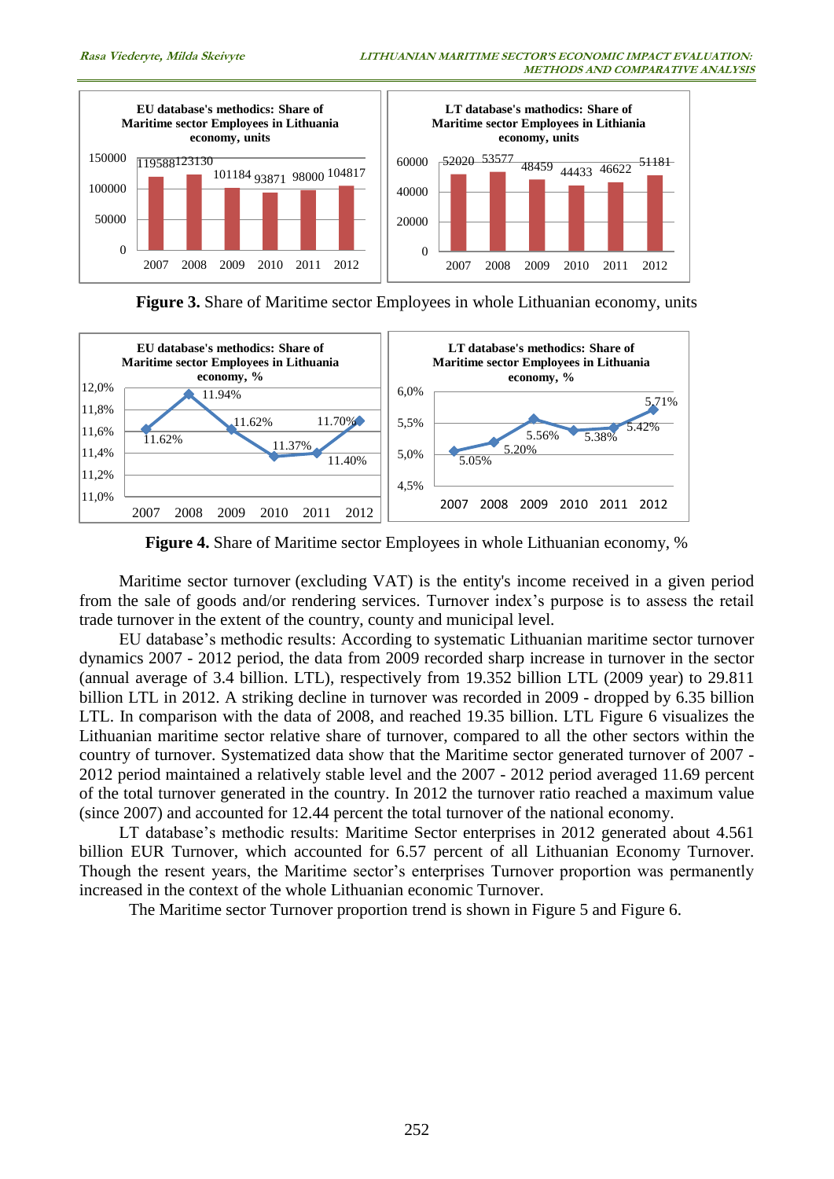EU database's methodics: Share of Maritime sector Employees in Lithuania economy, units

150000
100000
50000
0

119588 123130 101184 93871 98000 104817

2007 2008 2009 2010 2011 2012

LT database's mathodics: Share of Maritime sector Employees in Lithiania economy, units

60000
40000
20000
0

52020 53577 48459 44433 46622 51181

2007 2008 2009 2010 2011 2012

**Figure 3.** Share of Maritime sector Employees in whole Lithuanian economy, units

EU database's methodics: Share of Maritime sector Employees in Lithuania economy, %

12,0%
11,8%
11,6%
11,4%
11,2%
11,0%

11.62% 11.94% 11.62% 11.37% 11.40% 11.70%

2007 2008 2009 2010 2011 2012

LT database's methodics: Share of Maritime sector Employees in Lithuania economy, %

6,0%
5,5%
5,0%
4,5%

5.05% 5.20% 5.56% 5.38% 5.42% 5,71%

2007 2008 2009 2010 2011 2012

**Figure 4.** Share of Maritime sector Employees in whole Lithuanian economy, %

Maritime sector turnover (excluding VAT) is the entity's income received in a given period from the sale of goods and/or rendering services. Turnover index's purpose is to assess the retail trade turnover in the extent of the country, county and municipal level.

EU database's methodic results: According to systematic Lithuanian maritime sector turnover dynamics 2007 - 2012 period, the data from 2009 recorded sharp increase in turnover in the sector (annual average of 3.4 billion. LTL), respectively from 19.352 billion LTL (2009 year) to 29.811 billion LTL in 2012. A striking decline in turnover was recorded in 2009 - dropped by 6.35 billion LTL. In comparison with the data of 2008, and reached 19.35 billion. LTL Figure 6 visualizes the Lithuanian maritime sector relative share of turnover, compared to all the other sectors within the country of turnover. Systematized data show that the Maritime sector generated turnover of 2007 - 2012 period maintained a relatively stable level and the 2007 - 2012 period averaged 11.69 percent of the total turnover generated in the country. In 2012 the turnover ratio reached a maximum value (since 2007) and accounted for 12.44 percent the total turnover of the national economy.

LT database's methodic results: Maritime Sector enterprises in 2012 generated about 4.561 billion EUR Turnover, which accounted for 6.57 percent of all Lithuanian Economy Turnover. Though the resent years, the Maritime sector's enterprises Turnover proportion was permanently increased in the context of the whole Lithuanian economic Turnover.

The Maritime sector Turnover proportion trend is shown in Figure 5 and Figure 6.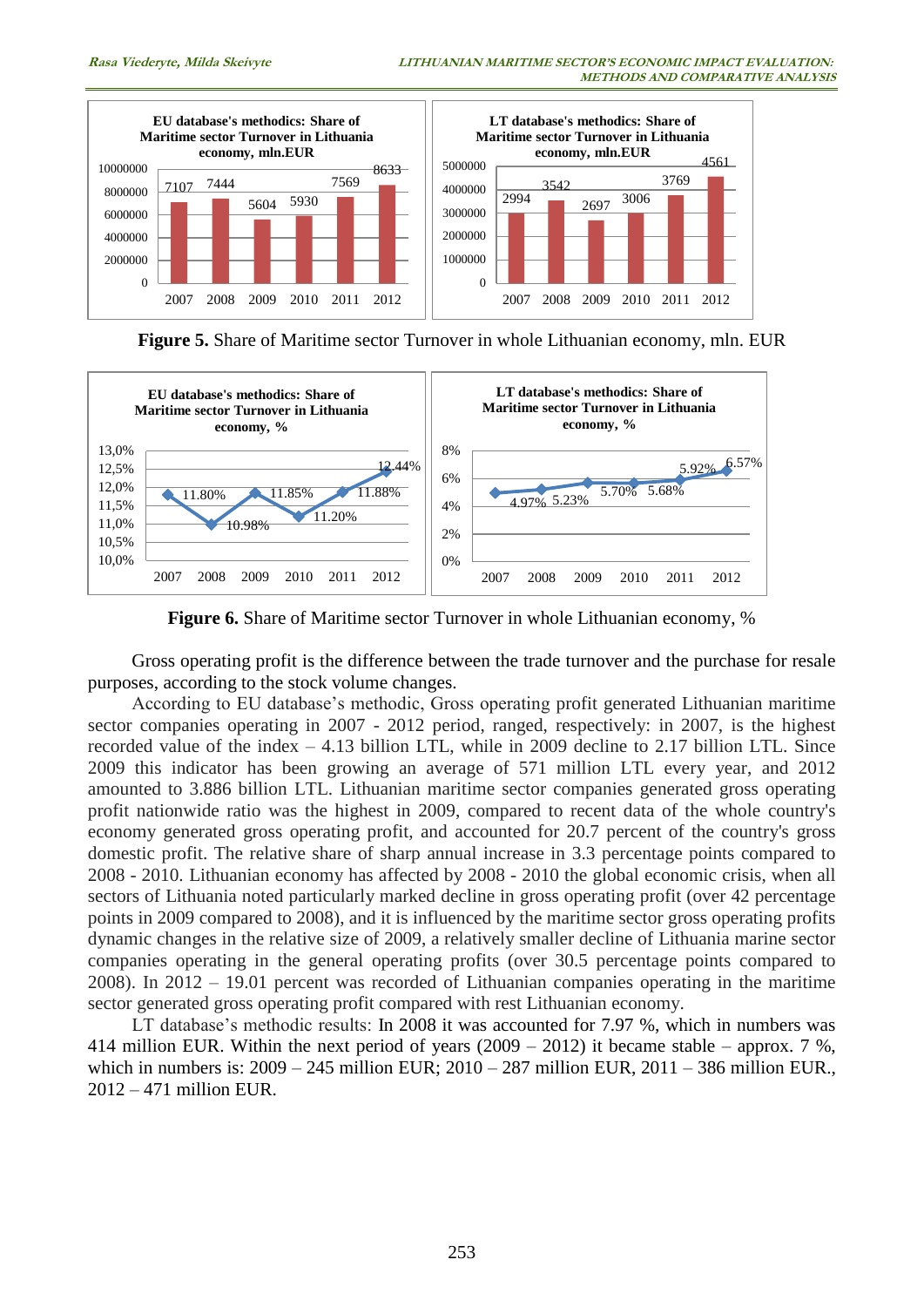EU database's methodics: Share of Maritime sector Turnover in Lithuania economy, mln.EUR

10000000
8000000
6000000
4000000
2000000
0

7107 7444 5604 5930 7569 8633

2007 2008 2009 2010 2011 2012

LT database's methodics: Share of Maritime sector Turnover in Lithuania economy, mln.EUR

5000000
4000000
3000000
2000000
1000000
0

2994 3542 2697 3006 3769 4561

2007 2008 2009 2010 2011 2012

**Figure 5.** Share of Maritime sector Turnover in whole Lithuanian economy, mln. EUR

EU database's methodics: Share of Maritime sector Turnover in Lithuania economy, %

13,0%
12,5%
12,0%
11,5%
11,0%
10,5%
10,0%

11.80% 10.98% 11.85% 11.20% 11.88% 12.44%

2007 2008 2009 2010 2011 2012

LT database's methodics: Share of Maritime sector Turnover in Lithuania economy, %

8%
6%
4%
2%
0%

4.97% 5.23% 5.70% 5.68% 5.92% 6.57%

2007 2008 2009 2010 2011 2012

**Figure 6.** Share of Maritime sector Turnover in whole Lithuanian economy, %

Gross operating profit is the difference between the trade turnover and the purchase for resale purposes, according to the stock volume changes.

According to EU database's methodic, Gross operating profit generated Lithuanian maritime sector companies operating in 2007 - 2012 period, ranged, respectively: in 2007, is the highest recorded value of the index – 4.13 billion LTL, while in 2009 decline to 2.17 billion LTL. Since 2009 this indicator has been growing an average of 571 million LTL every year, and 2012 amounted to 3.886 billion LTL. Lithuanian maritime sector companies generated gross operating profit nationwide ratio was the highest in 2009, compared to recent data of the whole country's economy generated gross operating profit, and accounted for 20.7 percent of the country's gross domestic profit. The relative share of sharp annual increase in 3.3 percentage points compared to 2008 - 2010. Lithuanian economy has affected by 2008 - 2010 the global economic crisis, when all sectors of Lithuania noted particularly marked decline in gross operating profit (over 42 percentage points in 2009 compared to 2008), and it is influenced by the maritime sector gross operating profits dynamic changes in the relative size of 2009, a relatively smaller decline of Lithuania marine sector companies operating in the general operating profits (over 30.5 percentage points compared to 2008). In 2012 – 19.01 percent was recorded of Lithuanian companies operating in the maritime sector generated gross operating profit compared with rest Lithuanian economy.

LT database's methodic results: In 2008 it was accounted for 7.97 %, which in numbers was 414 million EUR. Within the next period of years (2009 – 2012) it became stable – approx. 7 %, which in numbers is: 2009 – 245 million EUR; 2010 – 287 million EUR, 2011 – 386 million EUR., 2012 – 471 million EUR.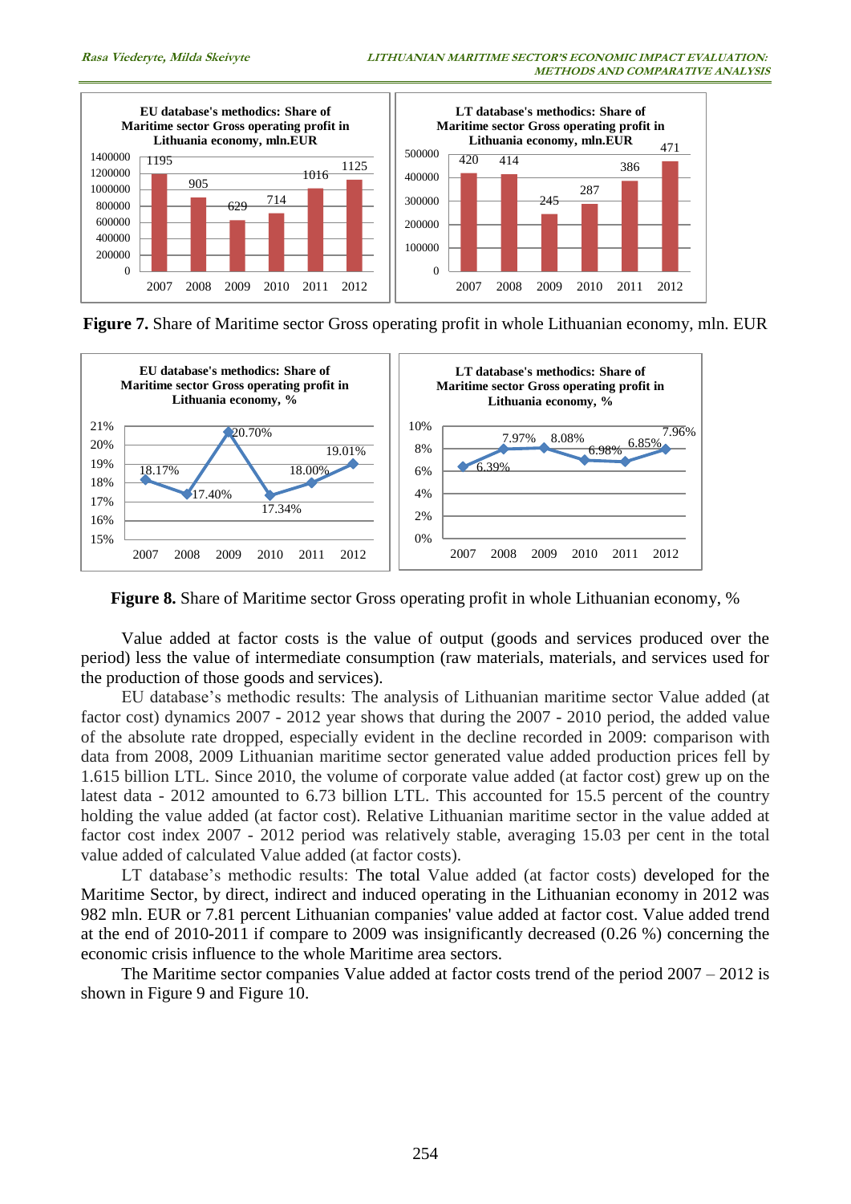EU database's methodics: Share of Maritime sector Gross operating profit in Lithuania economy, mln.EUR

1400000
1200000
1000000
800000
600000
400000
200000
0

1195 905 629 714 1016 1125

2007 2008 2009 2010 2011 2012

LT database's methodics: Share of Maritime sector Gross operating profit in Lithuania economy, mln.EUR

500000
400000
300000
200000
100000
0

420 414 245 287 386 471

2007 2008 2009 2010 2011 2012

**Figure 7.** Share of Maritime sector Gross operating profit in whole Lithuanian economy, mln. EUR

EU database's methodics: Share of Maritime sector Gross operating profit in Lithuania economy, %

21%
20%
19%
18%
17%
16%
15%

18.17% 17.40% 20.70% 17.34% 18.00% 19.01%

2007 2008 2009 2010 2011 2012

LT database's methodics: Share of Maritime sector Gross operating profit in Lithuania economy, %

10%
8%
6%
4%
2%
0%

6.39% 7.97% 8.08% 6.98% 6.85% 7.96%

2007 2008 2009 2010 2011 2012

**Figure 8.** Share of Maritime sector Gross operating profit in whole Lithuanian economy, %

Value added at factor costs is the value of output (goods and services produced over the period) less the value of intermediate consumption (raw materials, materials, and services used for the production of those goods and services).

EU database's methodic results: The analysis of Lithuanian maritime sector Value added (at factor cost) dynamics 2007 - 2012 year shows that during the 2007 - 2010 period, the added value of the absolute rate dropped, especially evident in the decline recorded in 2009: comparison with data from 2008, 2009 Lithuanian maritime sector generated value added production prices fell by 1.615 billion LTL. Since 2010, the volume of corporate value added (at factor cost) grew up on the latest data - 2012 amounted to 6.73 billion LTL. This accounted for 15.5 percent of the country holding the value added (at factor cost). Relative Lithuanian maritime sector in the value added at factor cost index 2007 - 2012 period was relatively stable, averaging 15.03 per cent in the total value added of calculated Value added (at factor costs).

LT database's methodic results: The total Value added (at factor costs) developed for the Maritime Sector, by direct, indirect and induced operating in the Lithuanian economy in 2012 was 982 mln. EUR or 7.81 percent Lithuanian companies' value added at factor cost. Value added trend at the end of 2010-2011 if compare to 2009 was insignificantly decreased (0.26 %) concerning the economic crisis influence to the whole Maritime area sectors.

The Maritime sector companies Value added at factor costs trend of the period 2007 – 2012 is shown in Figure 9 and Figure 10.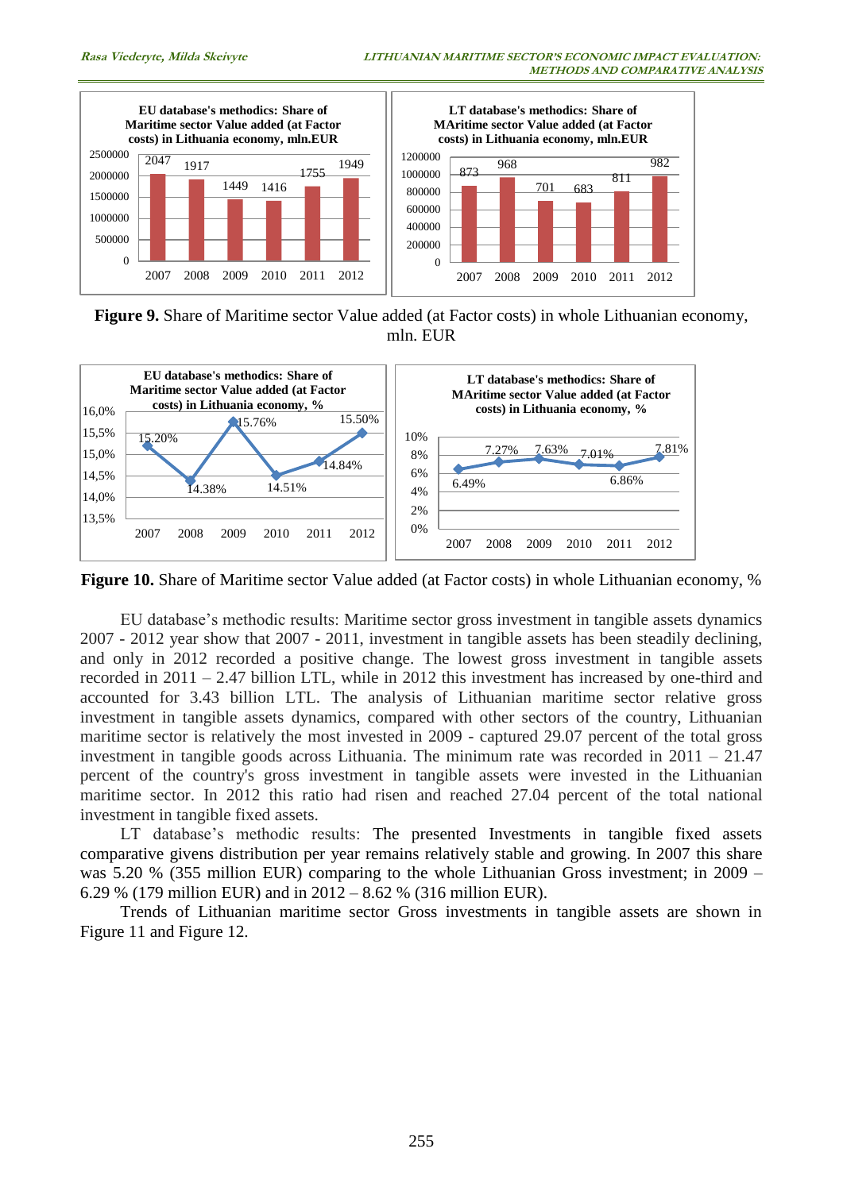EU database's methodics: Share of Maritime sector Value added (at Factor costs) in Lithuania economy, mln.EUR

2500000
2000000
1500000
1000000
500000
0

2047 1917 1449 1416 1755 1949

2007 2008 2009 2010 2011 2012

LT database's methodics: Share of MAritime sector Value added (at Factor costs) in Lithuania economy, mln.EUR

1200000
1000000
800000
600000
400000
200000
0

873 968 701 683 811 982

2007 2008 2009 2010 2011 2012

**Figure 9.** Share of Maritime sector Value added (at Factor costs) in whole Lithuanian economy, mln. EUR

EU database's methodics: Share of Maritime sector Value added (at Factor costs) in Lithuania economy, %

16,0%
15,5%
15,0%
14,5%
14,0%
13,5%

15.20% 14.38% 15.76% 14.51% 14.84% 15.50%

2007 2008 2009 2010 2011 2012

LT database's methodics: Share of MAritime sector Value added (at Factor costs) in Lithuania economy, %

10%
8%
6%
4%
2%
0%

6.49% 7.27% 7.63% 7.01% 6.86% 7.81%

2007 2008 2009 2010 2011 2012

**Figure 10.** Share of Maritime sector Value added (at Factor costs) in whole Lithuanian economy, %

EU database's methodic results: Maritime sector gross investment in tangible assets dynamics 2007 - 2012 year show that 2007 - 2011, investment in tangible assets has been steadily declining, and only in 2012 recorded a positive change. The lowest gross investment in tangible assets recorded in 2011 – 2.47 billion LTL, while in 2012 this investment has increased by one-third and accounted for 3.43 billion LTL. The analysis of Lithuanian maritime sector relative gross investment in tangible assets dynamics, compared with other sectors of the country, Lithuanian maritime sector is relatively the most invested in 2009 - captured 29.07 percent of the total gross investment in tangible goods across Lithuania. The minimum rate was recorded in 2011 – 21.47 percent of the country's gross investment in tangible assets were invested in the Lithuanian maritime sector. In 2012 this ratio had risen and reached 27.04 percent of the total national investment in tangible fixed assets.

LT database's methodic results: The presented Investments in tangible fixed assets comparative givens distribution per year remains relatively stable and growing. In 2007 this share was 5.20 % (355 million EUR) comparing to the whole Lithuanian Gross investment; in 2009 – 6.29 % (179 million EUR) and in 2012 – 8.62 % (316 million EUR).

Trends of Lithuanian maritime sector Gross investments in tangible assets are shown in Figure 11 and Figure 12.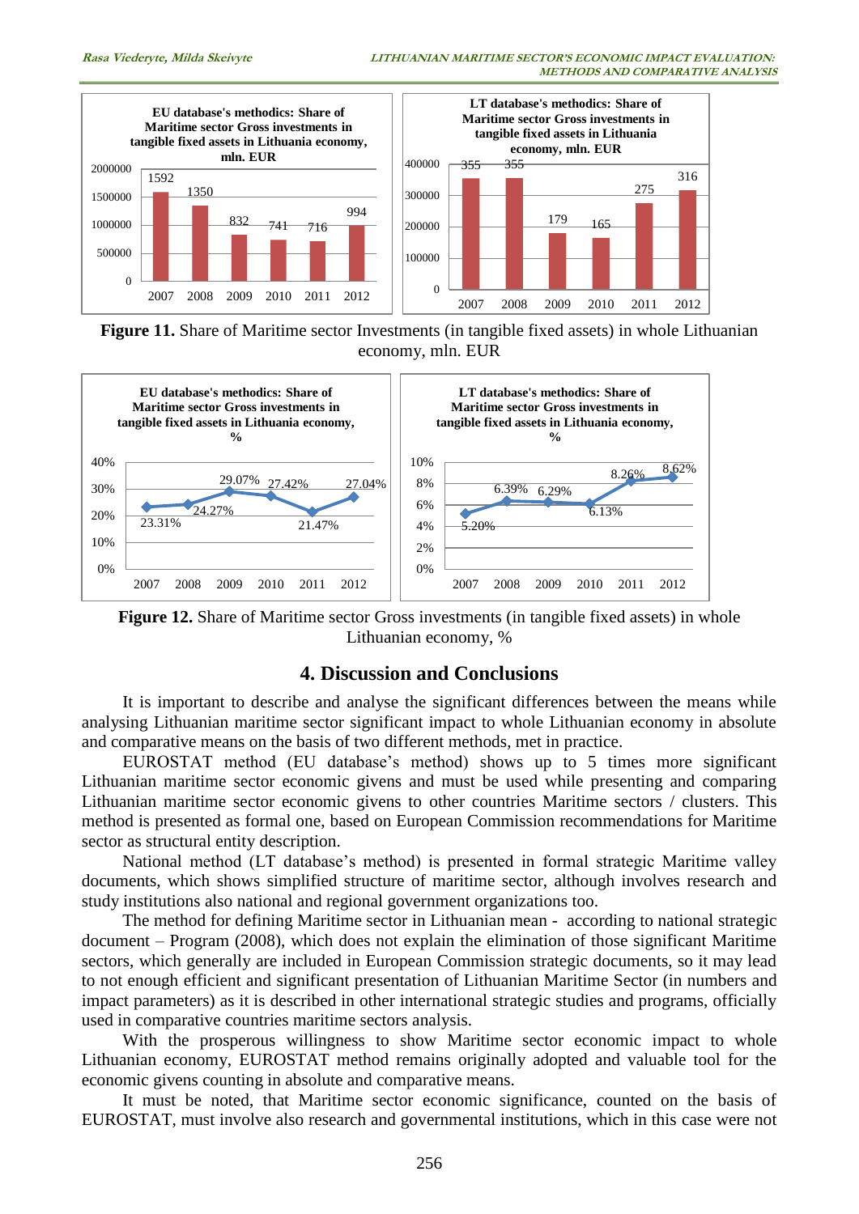EU database's methodics: Share of Maritime sector Gross investments in tangible fixed assets in Lithuania economy, mln. EUR

| Year | 2007 | 2008 | 2009 | 2010 | 2011 | 2012 |
|---|---|---|---|---|---|---|
| Value | 1592 | 1350 | 832 | 741 | 716 | 994 |

LT database's methodics: Share of Maritime sector Gross investments in tangible fixed assets in Lithuania economy, mln. EUR

| Year | 2007 | 2008 | 2009 | 2010 | 2011 | 2012 |
|---|---|---|---|---|---|---|
| Value | 355 | 355 | 179 | 165 | 275 | 316 |

**Figure 11.** Share of Maritime sector Investments (in tangible fixed assets) in whole Lithuanian economy, mln. EUR

EU database's methodics: Share of Maritime sector Gross investments in tangible fixed assets in Lithuania economy, %

| Year | 2007 | 2008 | 2009 | 2010 | 2011 | 2012 |
|---|---|---|---|---|---|---|
| Value | 23.31% | 24.27% | 29.07% | 27.42% | 21.47% | 27.04% |

LT database's methodics: Share of Maritime sector Gross investments in tangible fixed assets in Lithuania economy, %

| Year | 2007 | 2008 | 2009 | 2010 | 2011 | 2012 |
|---|---|---|---|---|---|---|
| Value | 5.20% | 6.39% | 6.29% | 6.13% | 8.26% | 8.62% |

**Figure 12.** Share of Maritime sector Gross investments (in tangible fixed assets) in whole Lithuanian economy, %

## 4. Discussion and Conclusions

It is important to describe and analyse the significant differences between the means while analysing Lithuanian maritime sector significant impact to whole Lithuanian economy in absolute and comparative means on the basis of two different methods, met in practice.

EUROSTAT method (EU database's method) shows up to 5 times more significant Lithuanian maritime sector economic givens and must be used while presenting and comparing Lithuanian maritime sector economic givens to other countries Maritime sectors / clusters. This method is presented as formal one, based on European Commission recommendations for Maritime sector as structural entity description.

National method (LT database's method) is presented in formal strategic Maritime valley documents, which shows simplified structure of maritime sector, although involves research and study institutions also national and regional government organizations too.

The method for defining Maritime sector in Lithuanian mean - according to national strategic document – Program (2008), which does not explain the elimination of those significant Maritime sectors, which generally are included in European Commission strategic documents, so it may lead to not enough efficient and significant presentation of Lithuanian Maritime Sector (in numbers and impact parameters) as it is described in other international strategic studies and programs, officially used in comparative countries maritime sectors analysis.

With the prosperous willingness to show Maritime sector economic impact to whole Lithuanian economy, EUROSTAT method remains originally adopted and valuable tool for the economic givens counting in absolute and comparative means.

It must be noted, that Maritime sector economic significance, counted on the basis of EUROSTAT, must involve also research and governmental institutions, which in this case were not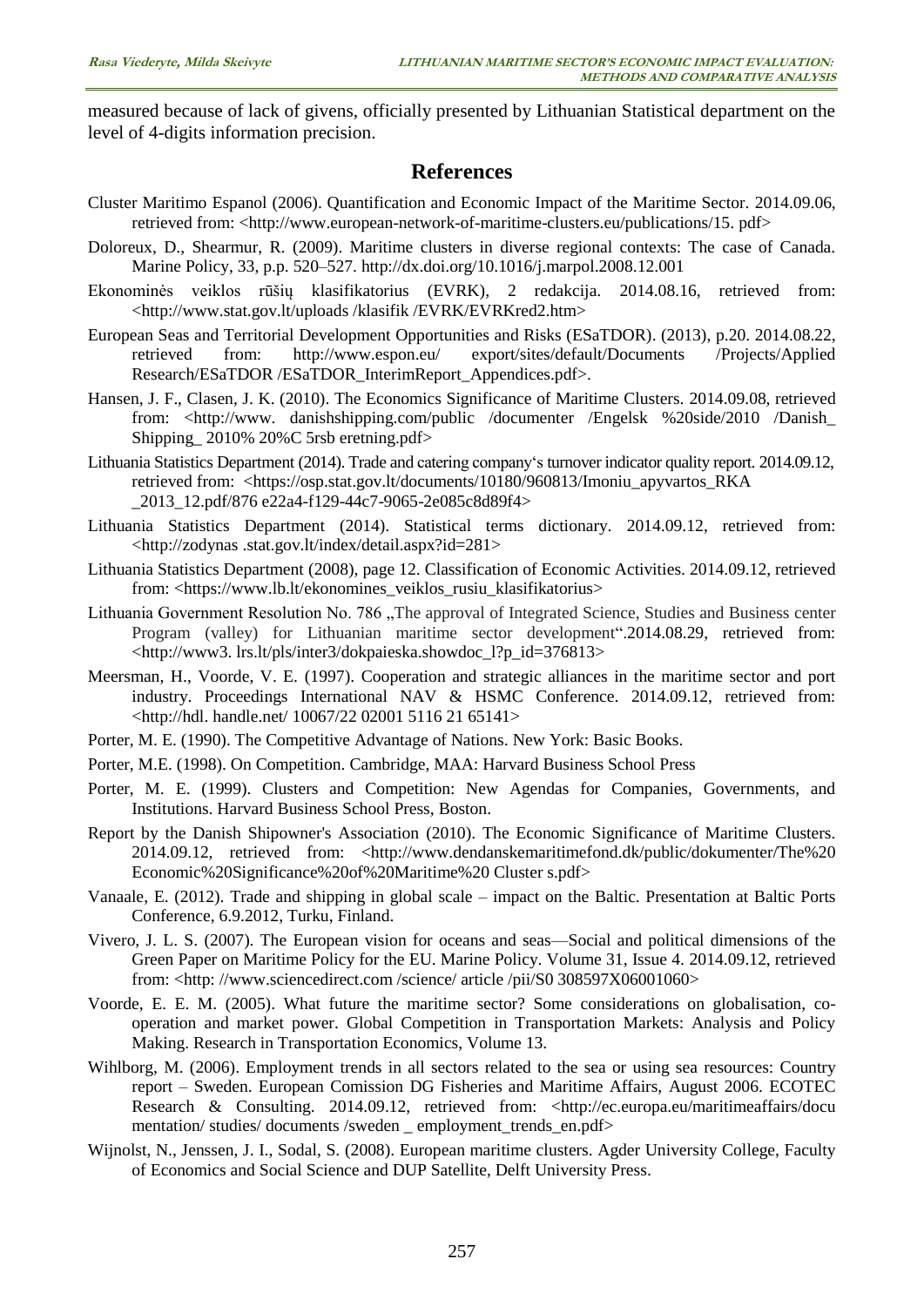measured because of lack of givens, officially presented by Lithuanian Statistical department on the level of 4-digits information precision.

## References

Cluster Maritimo Espanol (2006). Quantification and Economic Impact of the Maritime Sector. 2014.09.06, retrieved from: <http://www.european-network-of-maritime-clusters.eu/publications/15. pdf>

Doloreux, D., Shearmur, R. (2009). Maritime clusters in diverse regional contexts: The case of Canada. Marine Policy, 33, p.p. 520–527. http://dx.doi.org/10.1016/j.marpol.2008.12.001

Ekonominės veiklos rūšių klasifikatorius (EVRK), 2 redakcija. 2014.08.16, retrieved from: <http://www.stat.gov.lt/uploads /klasifik /EVRK/EVRKred2.htm>

European Seas and Territorial Development Opportunities and Risks (ESaTDOR). (2013), p.20. 2014.08.22, retrieved from: http://www.espon.eu/ export/sites/default/Documents /Projects/Applied Research/ESaTDOR /ESaTDOR_InterimReport_Appendices.pdf>.

Hansen, J. F., Clasen, J. K. (2010). The Economics Significance of Maritime Clusters. 2014.09.08, retrieved from: <http://www. danishshipping.com/public /documenter /Engelsk %20side/2010 /Danish_ Shipping_ 2010% 20%C 5rsb eretning.pdf>

Lithuania Statistics Department (2014). Trade and catering company's turnover indicator quality report. 2014.09.12, retrieved from: <https://osp.stat.gov.lt/documents/10180/960813/Imoniu_apyvartos_RKA _2013_12.pdf/876 e22a4-f129-44c7-9065-2e085c8d89f4>

Lithuania Statistics Department (2014). Statistical terms dictionary. 2014.09.12, retrieved from: <http://zodynas .stat.gov.lt/index/detail.aspx?id=281>

Lithuania Statistics Department (2008), page 12. Classification of Economic Activities. 2014.09.12, retrieved from: <https://www.lb.lt/ekonomines_veiklos_rusiu_klasifikatorius>

Lithuania Government Resolution No. 786 „The approval of Integrated Science, Studies and Business center Program (valley) for Lithuanian maritime sector development".2014.08.29, retrieved from: <http://www3. lrs.lt/pls/inter3/dokpaieska.showdoc_l?p_id=376813>

Meersman, H., Voorde, V. E. (1997). Cooperation and strategic alliances in the maritime sector and port industry. Proceedings International NAV & HSMC Conference. 2014.09.12, retrieved from: <http://hdl. handle.net/ 10067/22 02001 5116 21 65141>

Porter, M. E. (1990). The Competitive Advantage of Nations. New York: Basic Books.

Porter, M.E. (1998). On Competition. Cambridge, MAA: Harvard Business School Press

Porter, M. E. (1999). Clusters and Competition: New Agendas for Companies, Governments, and Institutions. Harvard Business School Press, Boston.

Report by the Danish Shipowner's Association (2010). The Economic Significance of Maritime Clusters. 2014.09.12, retrieved from: <http://www.dendanskemaritimefond.dk/public/dokumenter/The%20 Economic%20Significance%20of%20Maritime%20 Cluster s.pdf>

Vanaale, E. (2012). Trade and shipping in global scale – impact on the Baltic. Presentation at Baltic Ports Conference, 6.9.2012, Turku, Finland.

Vivero, J. L. S. (2007). The European vision for oceans and seas—Social and political dimensions of the Green Paper on Maritime Policy for the EU. Marine Policy. Volume 31, Issue 4. 2014.09.12, retrieved from: <http: //www.sciencedirect.com /science/ article /pii/S0 308597X06001060>

Voorde, E. E. M. (2005). What future the maritime sector? Some considerations on globalisation, co-operation and market power. Global Competition in Transportation Markets: Analysis and Policy Making. Research in Transportation Economics, Volume 13.

Wihlborg, M. (2006). Employment trends in all sectors related to the sea or using sea resources: Country report – Sweden. European Comission DG Fisheries and Maritime Affairs, August 2006. ECOTEC Research & Consulting. 2014.09.12, retrieved from: <http://ec.europa.eu/maritimeaffairs/docu mentation/ studies/ documents /sweden _ employment_trends_en.pdf>

Wijnolst, N., Jenssen, J. I., Sodal, S. (2008). European maritime clusters. Agder University College, Faculty of Economics and Social Science and DUP Satellite, Delft University Press.